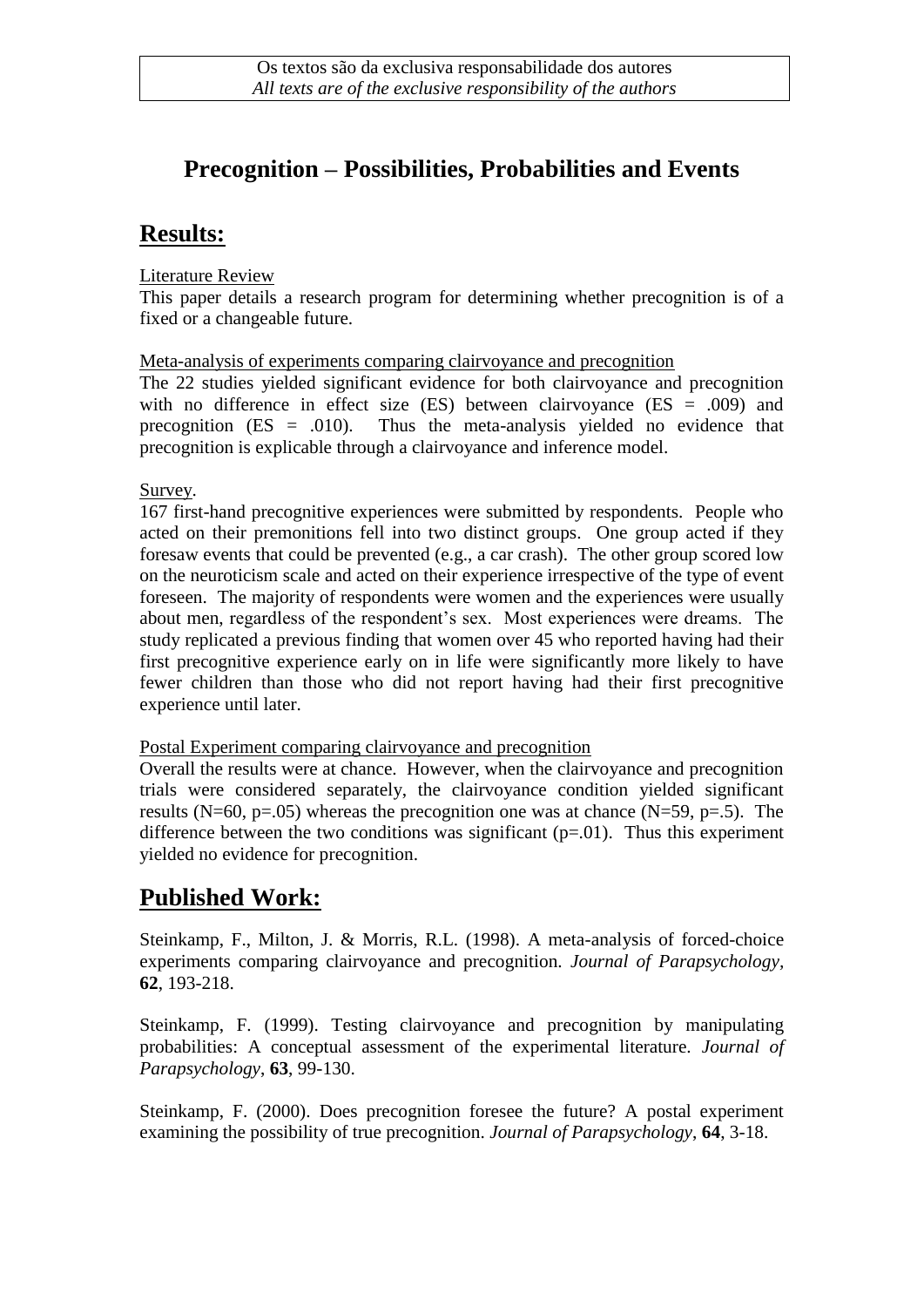Os textos são da exclusiva responsabilidade dos autores
*All texts are of the exclusive responsibility of the authors*

# Precognition – Possibilities, Probabilities and Events

## Results:

Literature Review

This paper details a research program for determining whether precognition is of a fixed or a changeable future.

Meta-analysis of experiments comparing clairvoyance and precognition

The 22 studies yielded significant evidence for both clairvoyance and precognition with no difference in effect size (ES) between clairvoyance (ES = .009) and precognition (ES = .010). Thus the meta-analysis yielded no evidence that precognition is explicable through a clairvoyance and inference model.

Survey.

167 first-hand precognitive experiences were submitted by respondents. People who acted on their premonitions fell into two distinct groups. One group acted if they foresaw events that could be prevented (e.g., a car crash). The other group scored low on the neuroticism scale and acted on their experience irrespective of the type of event foreseen. The majority of respondents were women and the experiences were usually about men, regardless of the respondent's sex. Most experiences were dreams. The study replicated a previous finding that women over 45 who reported having had their first precognitive experience early on in life were significantly more likely to have fewer children than those who did not report having had their first precognitive experience until later.

Postal Experiment comparing clairvoyance and precognition

Overall the results were at chance. However, when the clairvoyance and precognition trials were considered separately, the clairvoyance condition yielded significant results ($N=60$, $p=.05$) whereas the precognition one was at chance ($N=59$, $p=.5$). The difference between the two conditions was significant ($p=.01$). Thus this experiment yielded no evidence for precognition.

## Published Work:

Steinkamp, F., Milton, J. & Morris, R.L. (1998). A meta-analysis of forced-choice experiments comparing clairvoyance and precognition. *Journal of Parapsychology*, **62**, 193-218.

Steinkamp, F. (1999). Testing clairvoyance and precognition by manipulating probabilities: A conceptual assessment of the experimental literature. *Journal of Parapsychology*, **63**, 99-130.

Steinkamp, F. (2000). Does precognition foresee the future? A postal experiment examining the possibility of true precognition. *Journal of Parapsychology*, **64**, 3-18.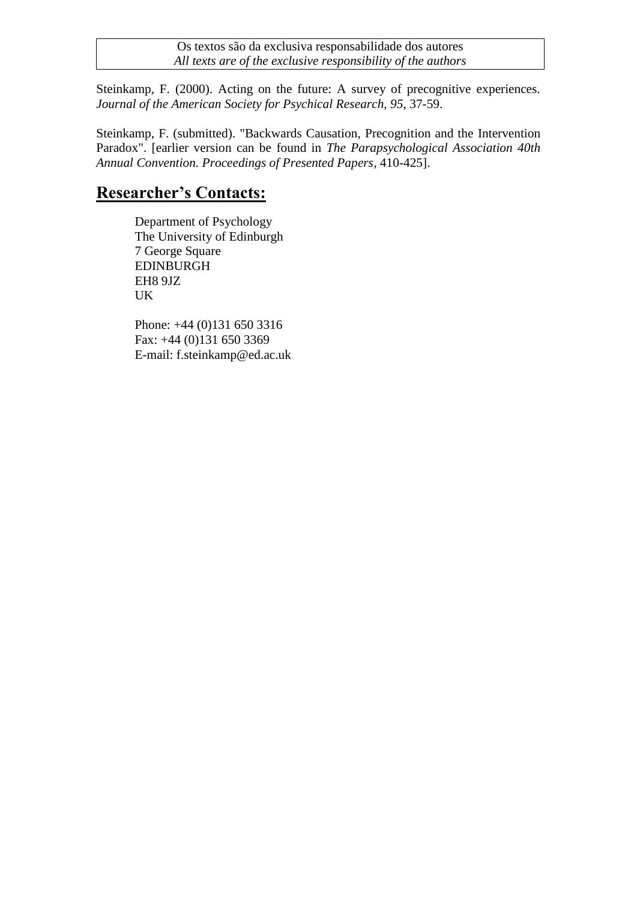Steinkamp, F. (2000). Acting on the future: A survey of precognitive experiences. *Journal of the American Society for Psychical Research*, *95*, 37-59.

Steinkamp, F. (submitted). "Backwards Causation, Precognition and the Intervention Paradox". [earlier version can be found in *The Parapsychological Association 40th Annual Convention. Proceedings of Presented Papers*, 410-425].

## Researcher's Contacts:

Department of Psychology
The University of Edinburgh
7 George Square
EDINBURGH
EH8 9JZ
UK

Phone: +44 (0)131 650 3316
Fax: +44 (0)131 650 3369
E-mail: f.steinkamp@ed.ac.uk